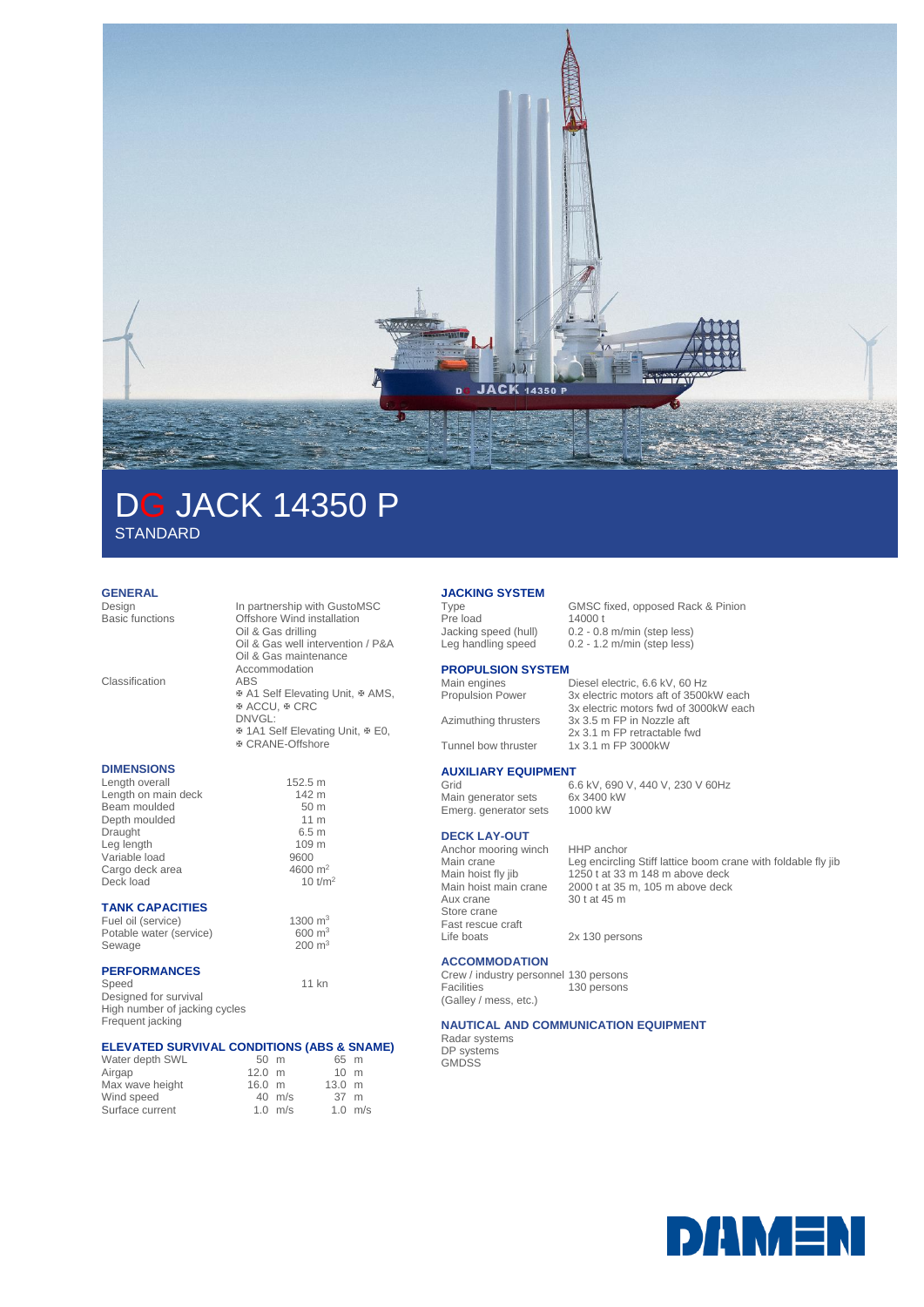# DG JACK 14350 P

STANDARD

## GENERAL

| | |
|---|---|
| Design | In partnership with GustoMSC |
| Basic functions | Offshore Wind installation<br>Oil & Gas drilling<br>Oil & Gas well intervention / P&A<br>Oil & Gas maintenance<br>Accommodation |
| Classification | ABS<br>✠ A1 Self Elevating Unit, ✠ AMS, ✠ ACCU, ✠ CRC<br>DNVGL:<br>✠ 1A1 Self Elevating Unit, ✠ E0, ✠ CRANE-Offshore |

## DIMENSIONS

| | |
|---|---|
| Length overall | 152.5 m |
| Length on main deck | 142 m |
| Beam moulded | 50 m |
| Depth moulded | 11 m |
| Draught | 6.5 m |
| Leg length | 109 m |
| Variable load | 9600 |
| Cargo deck area | 4600 $m^2$ |
| Deck load | 10 t/$m^2$ |

## TANK CAPACITIES

| | |
|---|---|
| Fuel oil (service) | 1300 $m^3$ |
| Potable water (service) | 600 $m^3$ |
| Sewage | 200 $m^3$ |

## PERFORMANCES

| | |
|---|---|
| Speed | 11 kn |

Designed for survival
High number of jacking cycles
Frequent jacking

## ELEVATED SURVIVAL CONDITIONS (ABS & SNAME)

| | | |
|---|---|---|
| Water depth SWL | 50 m | 65 m |
| Airgap | 12.0 m | 10 m |
| Max wave height | 16.0 m | 13.0 m |
| Wind speed | 40 m/s | 37 m |
| Surface current | 1.0 m/s | 1.0 m/s |

## JACKING SYSTEM

| | |
|---|---|
| Type | GMSC fixed, opposed Rack & Pinion |
| Pre load | 14000 t |
| Jacking speed (hull) | 0.2 - 0.8 m/min (step less) |
| Leg handling speed | 0.2 - 1.2 m/min (step less) |

## PROPULSION SYSTEM

| | |
|---|---|
| Main engines | Diesel electric, 6.6 kV, 60 Hz |
| Propulsion Power | 3x electric motors aft of 3500kW each<br>3x electric motors fwd of 3000kW each |
| Azimuthing thrusters | 3x 3.5 m FP in Nozzle aft<br>2x 3.1 m FP retractable fwd |
| Tunnel bow thruster | 1x 3.1 m FP 3000kW |

## AUXILIARY EQUIPMENT

| | |
|---|---|
| Grid | 6.6 kV, 690 V, 440 V, 230 V 60Hz |
| Main generator sets | 6x 3400 kW |
| Emerg. generator sets | 1000 kW |

## DECK LAY-OUT

| | |
|---|---|
| Anchor mooring winch | HHP anchor |
| Main crane | Leg encircling Stiff lattice boom crane with foldable fly jib |
| Main hoist fly jib | 1250 t at 33 m 148 m above deck |
| Main hoist main crane | 2000 t at 35 m, 105 m above deck |
| Aux crane | 30 t at 45 m |
| Store crane | |
| Fast rescue craft | |
| Life boats | 2x 130 persons |

## ACCOMMODATION

| | |
|---|---|
| Crew / industry personnel | 130 persons |
| Facilities<br>(Galley / mess, etc.) | 130 persons |

## NAUTICAL AND COMMUNICATION EQUIPMENT

Radar systems
DP systems
GMDSS

DAMEN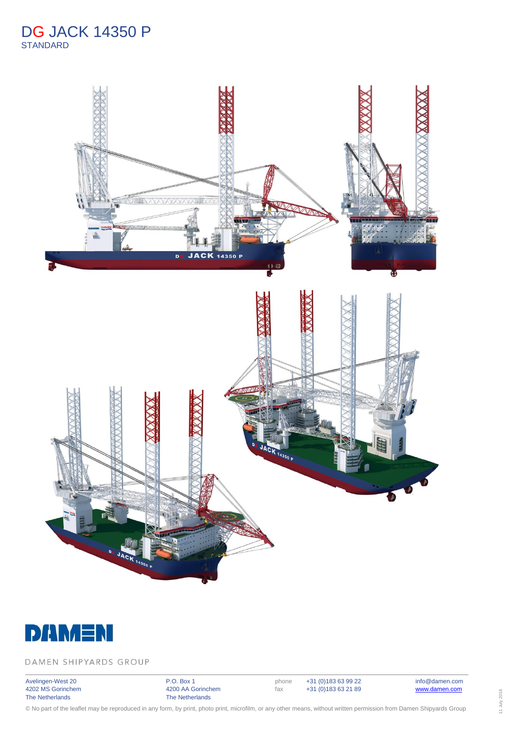# DG JACK 14350 P
STANDARD

DAMEN

DAMEN SHIPYARDS GROUP

Avelingen-West 20
4202 MS Gorinchem
The Netherlands

P.O. Box 1
4200 AA Gorinchem
The Netherlands

phone +31 (0)183 63 99 22
fax +31 (0)183 63 21 89

info@damen.com
www.damen.com

© No part of the leaflet may be reproduced in any form, by print, photo print, microfilm, or any other means, without written permission from Damen Shipyards Group

11 July 2018